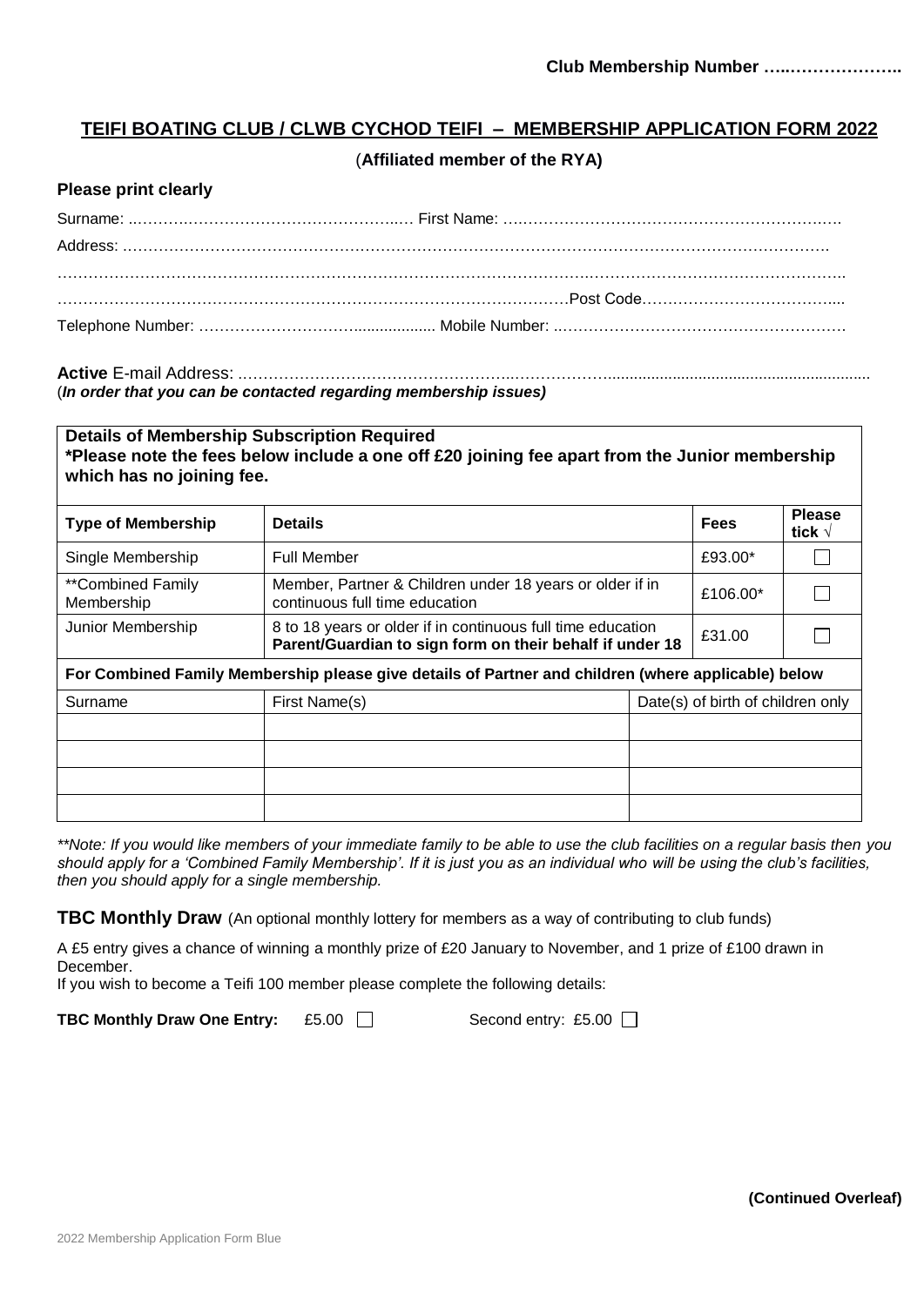**Club Membership Number …..………………..**

## TEIFI BOATING CLUB / CLWB CYCHOD TEIFI – MEMBERSHIP APPLICATION FORM 2022

(**Affiliated member of the RYA)**

**Please print clearly**

Surname: ..……….…………………………………..… First Name: ….…………………………………………………….

Address: ………………………………………………………………………………………………………………….

…………………………………………………………………………………………………………………………….

…………………………………………………………………………………Post Code………………………………....

Telephone Number: …………………………................... Mobile Number: ..………………………………………………

**Active** E-mail Address: …………………………………………..………………...........................................................
(***In order that you can be contacted regarding membership issues)***

**Details of Membership Subscription Required**
**\*Please note the fees below include a one off £20 joining fee apart from the Junior membership which has no joining fee.**

| Type of Membership | Details | Fees | Please tick √ |
|---|---|---|---|
| Single Membership | Full Member | £93.00* | ☐ |
| **Combined Family Membership | Member, Partner & Children under 18 years or older if in continuous full time education | £106.00* | ☐ |
| Junior Membership | 8 to 18 years or older if in continuous full time education **Parent/Guardian to sign form on their behalf if under 18** | £31.00 | ☐ |

**For Combined Family Membership please give details of Partner and children (where applicable) below**

| Surname | First Name(s) | Date(s) of birth of children only |
|---|---|---|
| | | |
| | | |
| | | |
| | | |

*\*\*Note: If you would like members of your immediate family to be able to use the club facilities on a regular basis then you should apply for a 'Combined Family Membership'. If it is just you as an individual who will be using the club's facilities, then you should apply for a single membership.*

**TBC Monthly Draw** (An optional monthly lottery for members as a way of contributing to club funds)

A £5 entry gives a chance of winning a monthly prize of £20 January to November, and 1 prize of £100 drawn in December.
If you wish to become a Teifi 100 member please complete the following details:

**TBC Monthly Draw One Entry:** £5.00 ☐ Second entry: £5.00 ☐

**(Continued Overleaf)**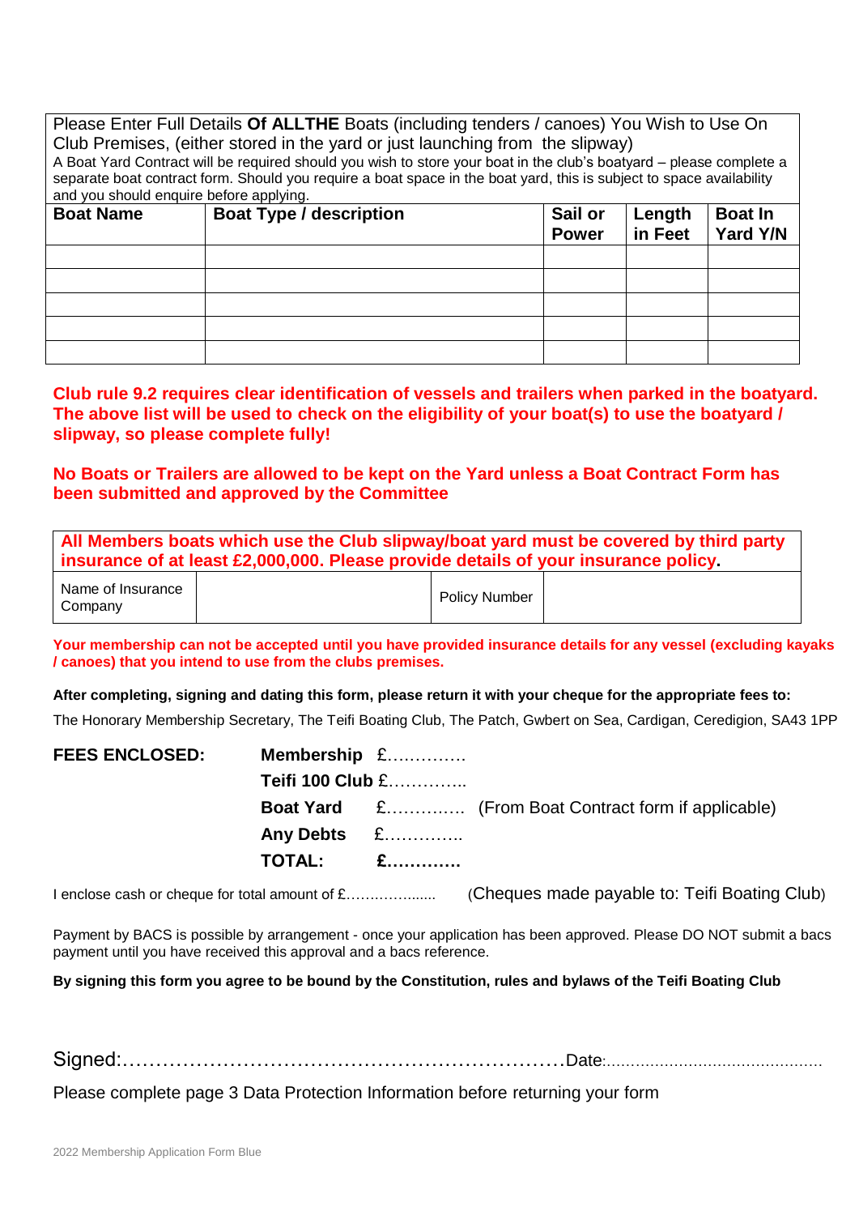Please Enter Full Details **Of ALLTHE** Boats (including tenders / canoes) You Wish to Use On Club Premises, (either stored in the yard or just launching from the slipway)

A Boat Yard Contract will be required should you wish to store your boat in the club's boatyard – please complete a separate boat contract form. Should you require a boat space in the boat yard, this is subject to space availability and you should enquire before applying.

| **Boat Name** | **Boat Type / description** | **Sail or Power** | **Length in Feet** | **Boat In Yard Y/N** |
|---|---|---|---|---|
| | | | | |
| | | | | |
| | | | | |
| | | | | |
| | | | | |

**Club rule 9.2 requires clear identification of vessels and trailers when parked in the boatyard. The above list will be used to check on the eligibility of your boat(s) to use the boatyard / slipway, so please complete fully!**

**No Boats or Trailers are allowed to be kept on the Yard unless a Boat Contract Form has been submitted and approved by the Committee**

**All Members boats which use the Club slipway/boat yard must be covered by third party insurance of at least £2,000,000. Please provide details of your insurance policy.**

| Name of Insurance Company | | Policy Number | |
|---|---|---|---|

**Your membership can not be accepted until you have provided insurance details for any vessel (excluding kayaks / canoes) that you intend to use from the clubs premises.**

**After completing, signing and dating this form, please return it with your cheque for the appropriate fees to:**

The Honorary Membership Secretary, The Teifi Boating Club, The Patch, Gwbert on Sea, Cardigan, Ceredigion, SA43 1PP

**FEES ENCLOSED:**

- **Membership** £…………..
- **Teifi 100 Club** £…………..
- **Boat Yard** £………….. (From Boat Contract form if applicable)
- **Any Debts** £…………..
- **TOTAL:** **£…………**

I enclose cash or cheque for total amount of £………………... (Cheques made payable to: Teifi Boating Club)

Payment by BACS is possible by arrangement - once your application has been approved. Please DO NOT submit a bacs payment until you have received this approval and a bacs reference.

**By signing this form you agree to be bound by the Constitution, rules and bylaws of the Teifi Boating Club**

Signed:…………………………………………………………Date:………………………………………

Please complete page 3 Data Protection Information before returning your form

2022 Membership Application Form Blue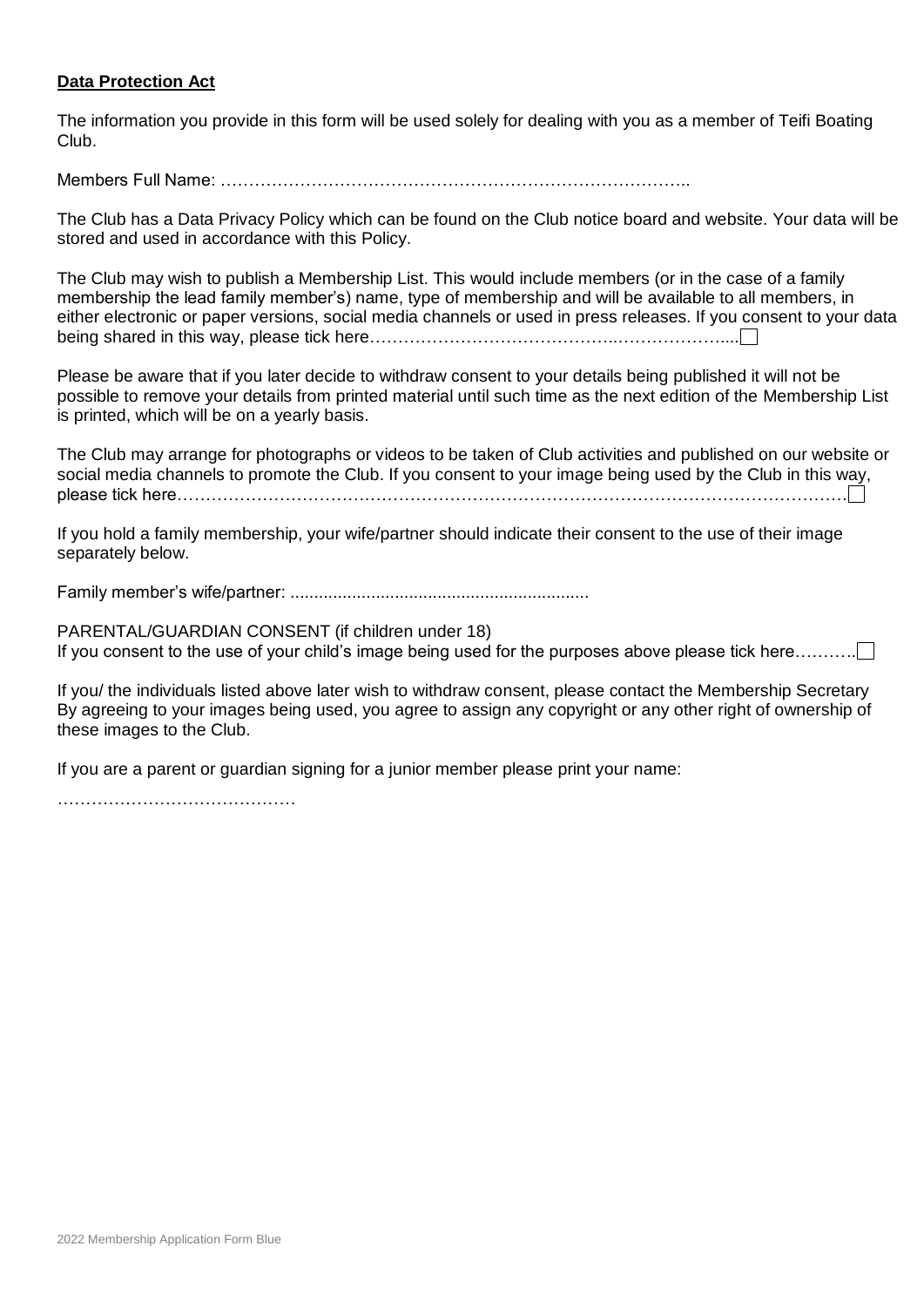**Data Protection Act**

The information you provide in this form will be used solely for dealing with you as a member of Teifi Boating Club.

Members Full Name: …………………………………………………………………………..

The Club has a Data Privacy Policy which can be found on the Club notice board and website. Your data will be stored and used in accordance with this Policy.

The Club may wish to publish a Membership List. This would include members (or in the case of a family membership the lead family member's) name, type of membership and will be available to all members, in either electronic or paper versions, social media channels or used in press releases. If you consent to your data being shared in this way, please tick here……………………………………..………………....☐

Please be aware that if you later decide to withdraw consent to your details being published it will not be possible to remove your details from printed material until such time as the next edition of the Membership List is printed, which will be on a yearly basis.

The Club may arrange for photographs or videos to be taken of Club activities and published on our website or social media channels to promote the Club. If you consent to your image being used by the Club in this way, please tick here……………………………………………………………………………………………………….☐

If you hold a family membership, your wife/partner should indicate their consent to the use of their image separately below.

Family member's wife/partner: ..............................................................

PARENTAL/GUARDIAN CONSENT (if children under 18)
If you consent to the use of your child's image being used for the purposes above please tick here………..☐

If you/ the individuals listed above later wish to withdraw consent, please contact the Membership Secretary By agreeing to your images being used, you agree to assign any copyright or any other right of ownership of these images to the Club.

If you are a parent or guardian signing for a junior member please print your name:

……………………………………

2022 Membership Application Form Blue